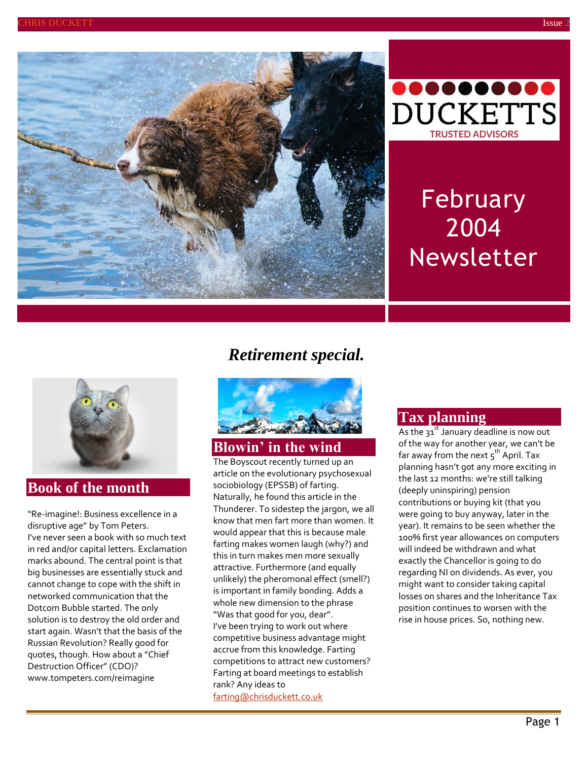DUCKETTS

TRUSTED ADVISORS

# February 2004 Newsletter

## *Retirement special.*

## Book of the month

"Re-imagine!: Business excellence in a disruptive age" by Tom Peters.
I've never seen a book with so much text in red and/or capital letters. Exclamation marks abound. The central point is that big businesses are essentially stuck and cannot change to cope with the shift in networked communication that the Dotcom Bubble started. The only solution is to destroy the old order and start again. Wasn't that the basis of the Russian Revolution? Really good for quotes, though. How about a "Chief Destruction Officer" (CDO)?
www.tompeters.com/reimagine

## Blowin' in the wind

The Boyscout recently turned up an article on the evolutionary psychosexual sociobiology (EPSSB) of farting. Naturally, he found this article in the Thunderer. To sidestep the jargon, we all know that men fart more than women. It would appear that this is because male farting makes women laugh (why?) and this in turn makes men more sexually attractive. Furthermore (and equally unlikely) the pheromonal effect (smell?) is important in family bonding. Adds a whole new dimension to the phrase "Was that good for you, dear".
I've been trying to work out where competitive business advantage might accrue from this knowledge. Farting competitions to attract new customers? Farting at board meetings to establish rank? Any ideas to farting@chrisduckett.co.uk

## Tax planning

As the 31st January deadline is now out of the way for another year, we can't be far away from the next 5th April. Tax planning hasn't got any more exciting in the last 12 months: we're still talking (deeply uninspiring) pension contributions or buying kit (that you were going to buy anyway, later in the year). It remains to be seen whether the 100% first year allowances on computers will indeed be withdrawn and what exactly the Chancellor is going to do regarding NI on dividends. As ever, you might want to consider taking capital losses on shares and the Inheritance Tax position continues to worsen with the rise in house prices. So, nothing new.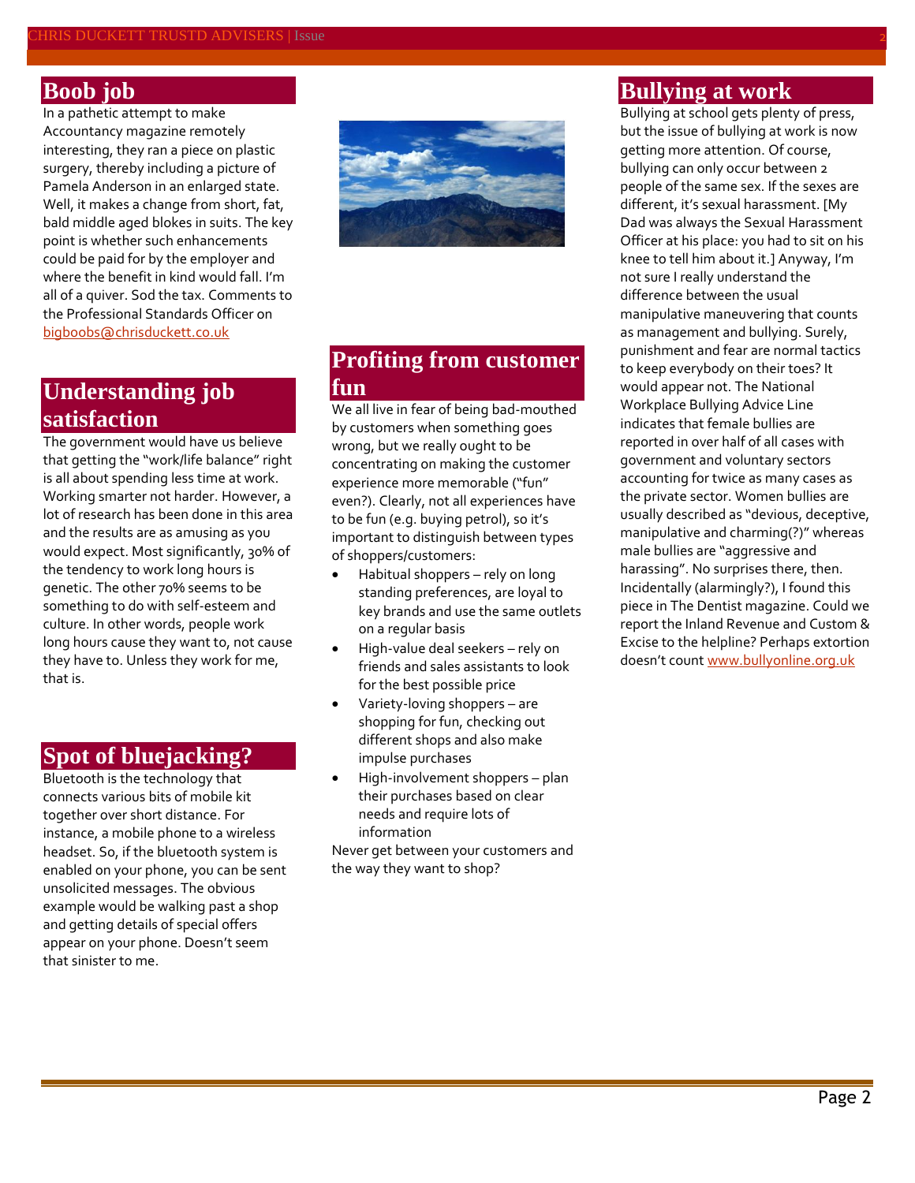## Boob job

In a pathetic attempt to make Accountancy magazine remotely interesting, they ran a piece on plastic surgery, thereby including a picture of Pamela Anderson in an enlarged state. Well, it makes a change from short, fat, bald middle aged blokes in suits. The key point is whether such enhancements could be paid for by the employer and where the benefit in kind would fall. I'm all of a quiver. Sod the tax. Comments to the Professional Standards Officer on bigboobs@chrisduckett.co.uk

## Understanding job satisfaction

The government would have us believe that getting the "work/life balance" right is all about spending less time at work. Working smarter not harder. However, a lot of research has been done in this area and the results are as amusing as you would expect. Most significantly, 30% of the tendency to work long hours is genetic. The other 70% seems to be something to do with self-esteem and culture. In other words, people work long hours cause they want to, not cause they have to. Unless they work for me, that is.

## Spot of bluejacking?

Bluetooth is the technology that connects various bits of mobile kit together over short distance. For instance, a mobile phone to a wireless headset. So, if the bluetooth system is enabled on your phone, you can be sent unsolicited messages. The obvious example would be walking past a shop and getting details of special offers appear on your phone. Doesn't seem that sinister to me.

## Profiting from customer fun

We all live in fear of being bad-mouthed by customers when something goes wrong, but we really ought to be concentrating on making the customer experience more memorable ("fun" even?). Clearly, not all experiences have to be fun (e.g. buying petrol), so it's important to distinguish between types of shoppers/customers:

- Habitual shoppers – rely on long standing preferences, are loyal to key brands and use the same outlets on a regular basis
- High-value deal seekers – rely on friends and sales assistants to look for the best possible price
- Variety-loving shoppers – are shopping for fun, checking out different shops and also make impulse purchases
- High-involvement shoppers – plan their purchases based on clear needs and require lots of information

Never get between your customers and the way they want to shop?

## Bullying at work

Bullying at school gets plenty of press, but the issue of bullying at work is now getting more attention. Of course, bullying can only occur between 2 people of the same sex. If the sexes are different, it's sexual harassment. [My Dad was always the Sexual Harassment Officer at his place: you had to sit on his knee to tell him about it.] Anyway, I'm not sure I really understand the difference between the usual manipulative maneuvering that counts as management and bullying. Surely, punishment and fear are normal tactics to keep everybody on their toes? It would appear not. The National Workplace Bullying Advice Line indicates that female bullies are reported in over half of all cases with government and voluntary sectors accounting for twice as many cases as the private sector. Women bullies are usually described as "devious, deceptive, manipulative and charming(?)" whereas male bullies are "aggressive and harassing". No surprises there, then. Incidentally (alarmingly?), I found this piece in The Dentist magazine. Could we report the Inland Revenue and Custom & Excise to the helpline? Perhaps extortion doesn't count www.bullyonline.org.uk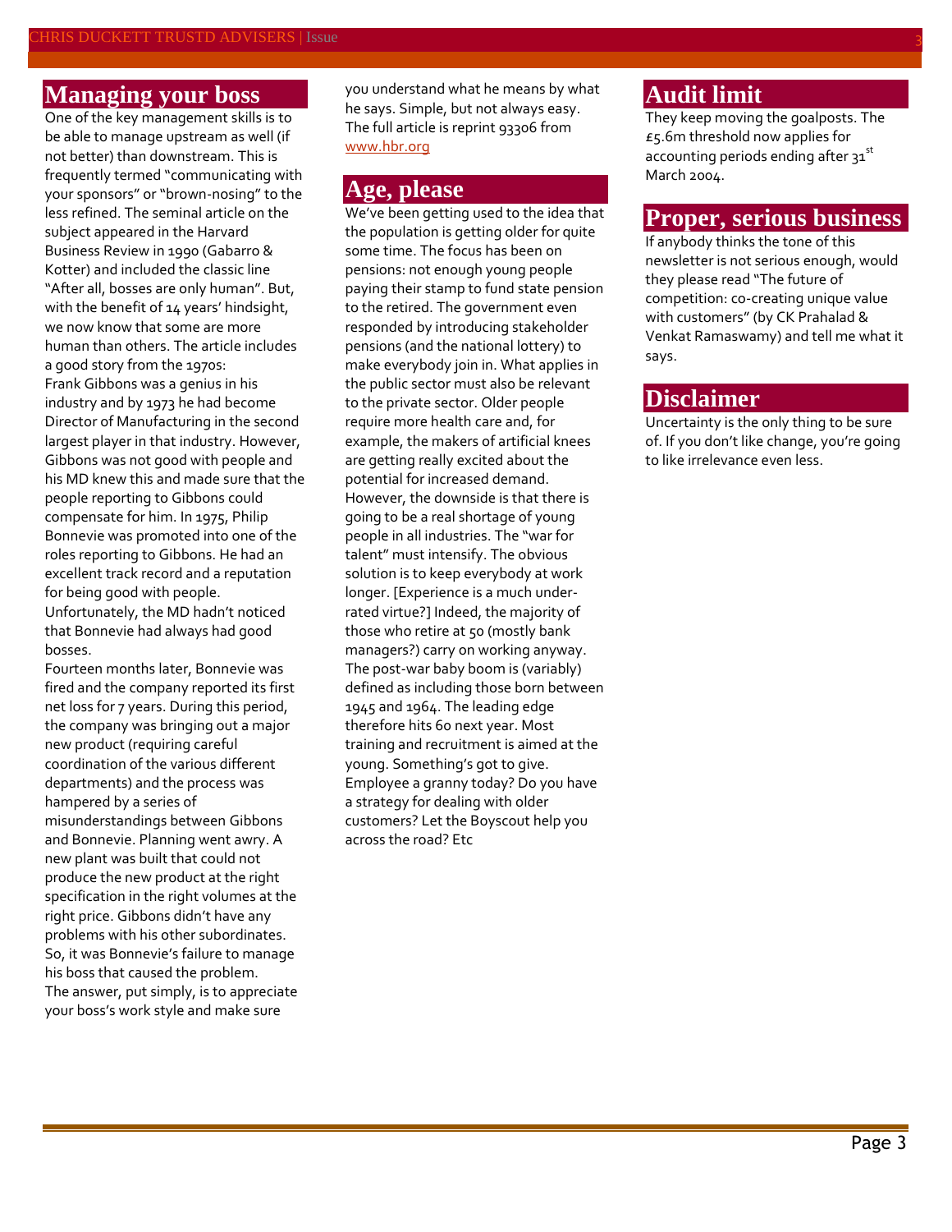## Managing your boss

One of the key management skills is to be able to manage upstream as well (if not better) than downstream. This is frequently termed "communicating with your sponsors" or "brown-nosing" to the less refined. The seminal article on the subject appeared in the Harvard Business Review in 1990 (Gabarro & Kotter) and included the classic line "After all, bosses are only human". But, with the benefit of 14 years' hindsight, we now know that some are more human than others. The article includes a good story from the 1970s:

Frank Gibbons was a genius in his industry and by 1973 he had become Director of Manufacturing in the second largest player in that industry. However, Gibbons was not good with people and his MD knew this and made sure that the people reporting to Gibbons could compensate for him. In 1975, Philip Bonnevie was promoted into one of the roles reporting to Gibbons. He had an excellent track record and a reputation for being good with people. Unfortunately, the MD hadn't noticed that Bonnevie had always had good bosses.

Fourteen months later, Bonnevie was fired and the company reported its first net loss for 7 years. During this period, the company was bringing out a major new product (requiring careful coordination of the various different departments) and the process was hampered by a series of misunderstandings between Gibbons and Bonnevie. Planning went awry. A new plant was built that could not produce the new product at the right specification in the right volumes at the right price. Gibbons didn't have any problems with his other subordinates. So, it was Bonnevie's failure to manage his boss that caused the problem.

The answer, put simply, is to appreciate your boss's work style and make sure you understand what he means by what he says. Simple, but not always easy. The full article is reprint 93306 from www.hbr.org

## Age, please

We've been getting used to the idea that the population is getting older for quite some time. The focus has been on pensions: not enough young people paying their stamp to fund state pension to the retired. The government even responded by introducing stakeholder pensions (and the national lottery) to make everybody join in. What applies in the public sector must also be relevant to the private sector. Older people require more health care and, for example, the makers of artificial knees are getting really excited about the potential for increased demand. However, the downside is that there is going to be a real shortage of young people in all industries. The "war for talent" must intensify. The obvious solution is to keep everybody at work longer. [Experience is a much under-rated virtue?] Indeed, the majority of those who retire at 50 (mostly bank managers?) carry on working anyway. The post-war baby boom is (variably) defined as including those born between 1945 and 1964. The leading edge therefore hits 60 next year. Most training and recruitment is aimed at the young. Something's got to give. Employee a granny today? Do you have a strategy for dealing with older customers? Let the Boyscout help you across the road? Etc

## Audit limit

They keep moving the goalposts. The £5.6m threshold now applies for accounting periods ending after 31st March 2004.

## Proper, serious business

If anybody thinks the tone of this newsletter is not serious enough, would they please read "The future of competition: co-creating unique value with customers" (by CK Prahalad & Venkat Ramaswamy) and tell me what it says.

## Disclaimer

Uncertainty is the only thing to be sure of. If you don't like change, you're going to like irrelevance even less.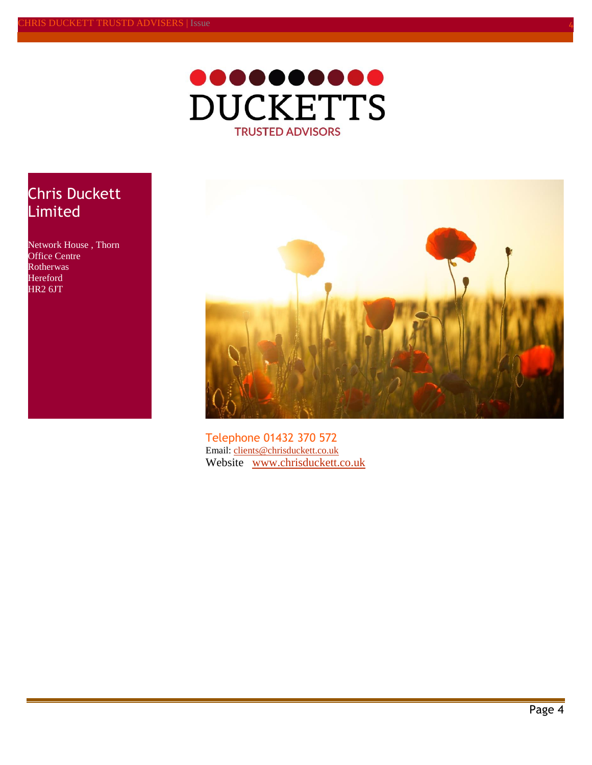DUCKETTS

TRUSTED ADVISORS

## Chris Duckett Limited

Network House , Thorn Office Centre
Rotherwas
Hereford
HR2 6JT

Telephone 01432 370 572
Email: clients@chrisduckett.co.uk
Website www.chrisduckett.co.uk